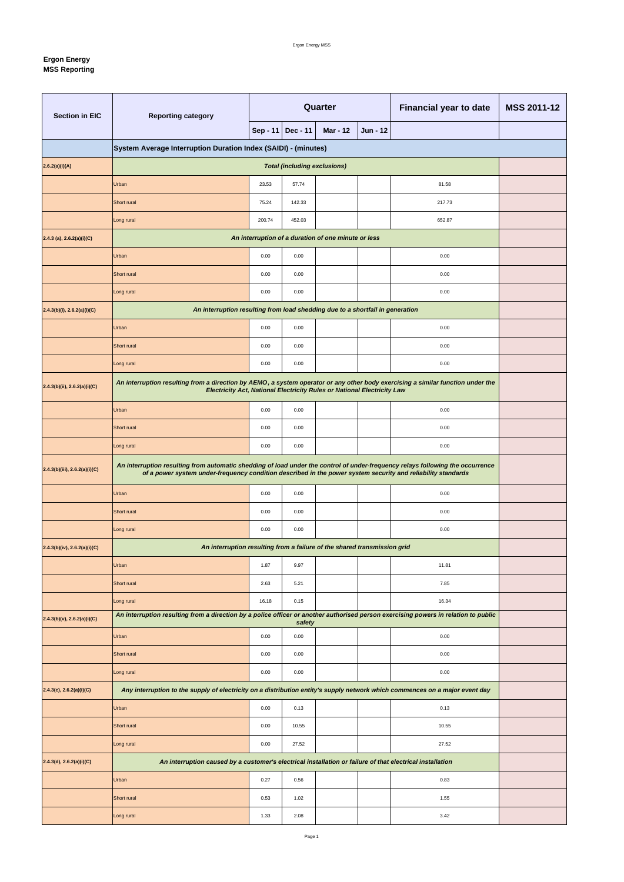**Ergon Energy**
**MSS Reporting**

| Section in EIC | Reporting category | Quarter | | | | Financial year to date | MSS 2011-12 |
|---|---|---|---|---|---|---|---|
| | | Sep - 11 | Dec - 11 | Mar - 12 | Jun - 12 | | |
| | **System Average Interruption Duration Index (SAIDI) - (minutes)** | | | | | | |
| 2.6.2(a)(i)(A) | ***Total (including exclusions)*** | | | | | | |
| | Urban | 23.53 | 57.74 | | | 81.58 | |
| | Short rural | 75.24 | 142.33 | | | 217.73 | |
| | Long rural | 200.74 | 452.03 | | | 652.87 | |
| 2.4.3 (a), 2.6.2(a)(i)(C) | ***An interruption of a duration of one minute or less*** | | | | | | |
| | Urban | 0.00 | 0.00 | | | 0.00 | |
| | Short rural | 0.00 | 0.00 | | | 0.00 | |
| | Long rural | 0.00 | 0.00 | | | 0.00 | |
| 2.4.3(b)(i), 2.6.2(a)(i)(C) | ***An interruption resulting from load shedding due to a shortfall in generation*** | | | | | | |
| | Urban | 0.00 | 0.00 | | | 0.00 | |
| | Short rural | 0.00 | 0.00 | | | 0.00 | |
| | Long rural | 0.00 | 0.00 | | | 0.00 | |
| 2.4.3(b)(ii), 2.6.2(a)(i)(C) | ***An interruption resulting from a direction by AEMO, a system operator or any other body exercising a similar function under the Electricity Act, National Electricity Rules or National Electricity Law*** | | | | | | |
| | Urban | 0.00 | 0.00 | | | 0.00 | |
| | Short rural | 0.00 | 0.00 | | | 0.00 | |
| | Long rural | 0.00 | 0.00 | | | 0.00 | |
| 2.4.3(b)(iii), 2.6.2(a)(i)(C) | ***An interruption resulting from automatic shedding of load under the control of under-frequency relays following the occurrence of a power system under-frequency condition described in the power system security and reliability standards*** | | | | | | |
| | Urban | 0.00 | 0.00 | | | 0.00 | |
| | Short rural | 0.00 | 0.00 | | | 0.00 | |
| | Long rural | 0.00 | 0.00 | | | 0.00 | |
| 2.4.3(b)(iv), 2.6.2(a)(i)(C) | ***An interruption resulting from a failure of the shared transmission grid*** | | | | | | |
| | Urban | 1.87 | 9.97 | | | 11.81 | |
| | Short rural | 2.63 | 5.21 | | | 7.85 | |
| | Long rural | 16.18 | 0.15 | | | 16.34 | |
| 2.4.3(b)(v), 2.6.2(a)(i)(C) | ***An interruption resulting from a direction by a police officer or another authorised person exercising powers in relation to public safety*** | | | | | | |
| | Urban | 0.00 | 0.00 | | | 0.00 | |
| | Short rural | 0.00 | 0.00 | | | 0.00 | |
| | Long rural | 0.00 | 0.00 | | | 0.00 | |
| 2.4.3(c), 2.6.2(a)(i)(C) | ***Any interruption to the supply of electricity on a distribution entity's supply network which commences on a major event day*** | | | | | | |
| | Urban | 0.00 | 0.13 | | | 0.13 | |
| | Short rural | 0.00 | 10.55 | | | 10.55 | |
| | Long rural | 0.00 | 27.52 | | | 27.52 | |
| 2.4.3(d), 2.6.2(a)(i)(C) | ***An interruption caused by a customer's electrical installation or failure of that electrical installation*** | | | | | | |
| | Urban | 0.27 | 0.56 | | | 0.83 | |
| | Short rural | 0.53 | 1.02 | | | 1.55 | |
| | Long rural | 1.33 | 2.08 | | | 3.42 | |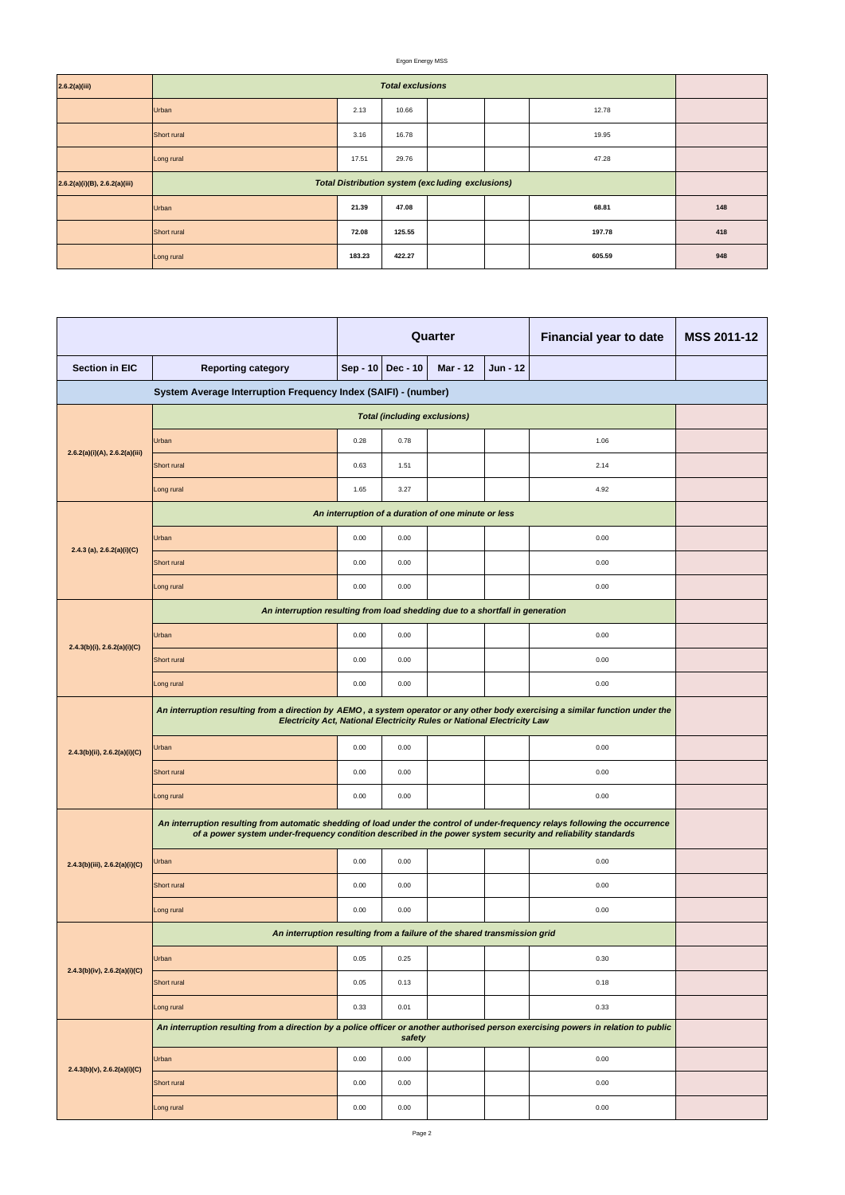| | | | | | | | |
|---|---|---|---|---|---|---|---|
| 2.6.2(a)(iii) | *Total exclusions* | | | | | | |
| | Urban | 2.13 | 10.66 | | | 12.78 | |
| | Short rural | 3.16 | 16.78 | | | 19.95 | |
| | Long rural | 17.51 | 29.76 | | | 47.28 | |
| 2.6.2(a)(i)(B), 2.6.2(a)(iii) | *Total Distribution system (excluding exclusions)* | | | | | | |
| | Urban | **21.39** | **47.08** | | | **68.81** | **148** |
| | Short rural | **72.08** | **125.55** | | | **197.78** | **418** |
| | Long rural | **183.23** | **422.27** | | | **605.59** | **948** |

| | | Quarter | | | | Financial year to date | MSS 2011-12 |
|---|---|---|---|---|---|---|---|
| **Section in EIC** | **Reporting category** | **Sep - 10** | **Dec - 10** | **Mar - 12** | **Jun - 12** | | |
| | **System Average Interruption Frequency Index (SAIFI) - (number)** | | | | | | |
| 2.6.2(a)(i)(A), 2.6.2(a)(iii) | *Total (including exclusions)* | | | | | | |
| | Urban | 0.28 | 0.78 | | | 1.06 | |
| | Short rural | 0.63 | 1.51 | | | 2.14 | |
| | Long rural | 1.65 | 3.27 | | | 4.92 | |
| 2.4.3 (a), 2.6.2(a)(i)(C) | *An interruption of a duration of one minute or less* | | | | | | |
| | Urban | 0.00 | 0.00 | | | 0.00 | |
| | Short rural | 0.00 | 0.00 | | | 0.00 | |
| | Long rural | 0.00 | 0.00 | | | 0.00 | |
| 2.4.3(b)(i), 2.6.2(a)(i)(C) | *An interruption resulting from load shedding due to a shortfall in generation* | | | | | | |
| | Urban | 0.00 | 0.00 | | | 0.00 | |
| | Short rural | 0.00 | 0.00 | | | 0.00 | |
| | Long rural | 0.00 | 0.00 | | | 0.00 | |
| 2.4.3(b)(ii), 2.6.2(a)(i)(C) | *An interruption resulting from a direction by AEMO, a system operator or any other body exercising a similar function under the Electricity Act, National Electricity Rules or National Electricity Law* | | | | | | |
| | Urban | 0.00 | 0.00 | | | 0.00 | |
| | Short rural | 0.00 | 0.00 | | | 0.00 | |
| | Long rural | 0.00 | 0.00 | | | 0.00 | |
| 2.4.3(b)(iii), 2.6.2(a)(i)(C) | *An interruption resulting from automatic shedding of load under the control of under-frequency relays following the occurrence of a power system under-frequency condition described in the power system security and reliability standards* | | | | | | |
| | Urban | 0.00 | 0.00 | | | 0.00 | |
| | Short rural | 0.00 | 0.00 | | | 0.00 | |
| | Long rural | 0.00 | 0.00 | | | 0.00 | |
| 2.4.3(b)(iv), 2.6.2(a)(i)(C) | *An interruption resulting from a failure of the shared transmission grid* | | | | | | |
| | Urban | 0.05 | 0.25 | | | 0.30 | |
| | Short rural | 0.05 | 0.13 | | | 0.18 | |
| | Long rural | 0.33 | 0.01 | | | 0.33 | |
| 2.4.3(b)(v), 2.6.2(a)(i)(C) | *An interruption resulting from a direction by a police officer or another authorised person exercising powers in relation to public safety* | | | | | | |
| | Urban | 0.00 | 0.00 | | | 0.00 | |
| | Short rural | 0.00 | 0.00 | | | 0.00 | |
| | Long rural | 0.00 | 0.00 | | | 0.00 | |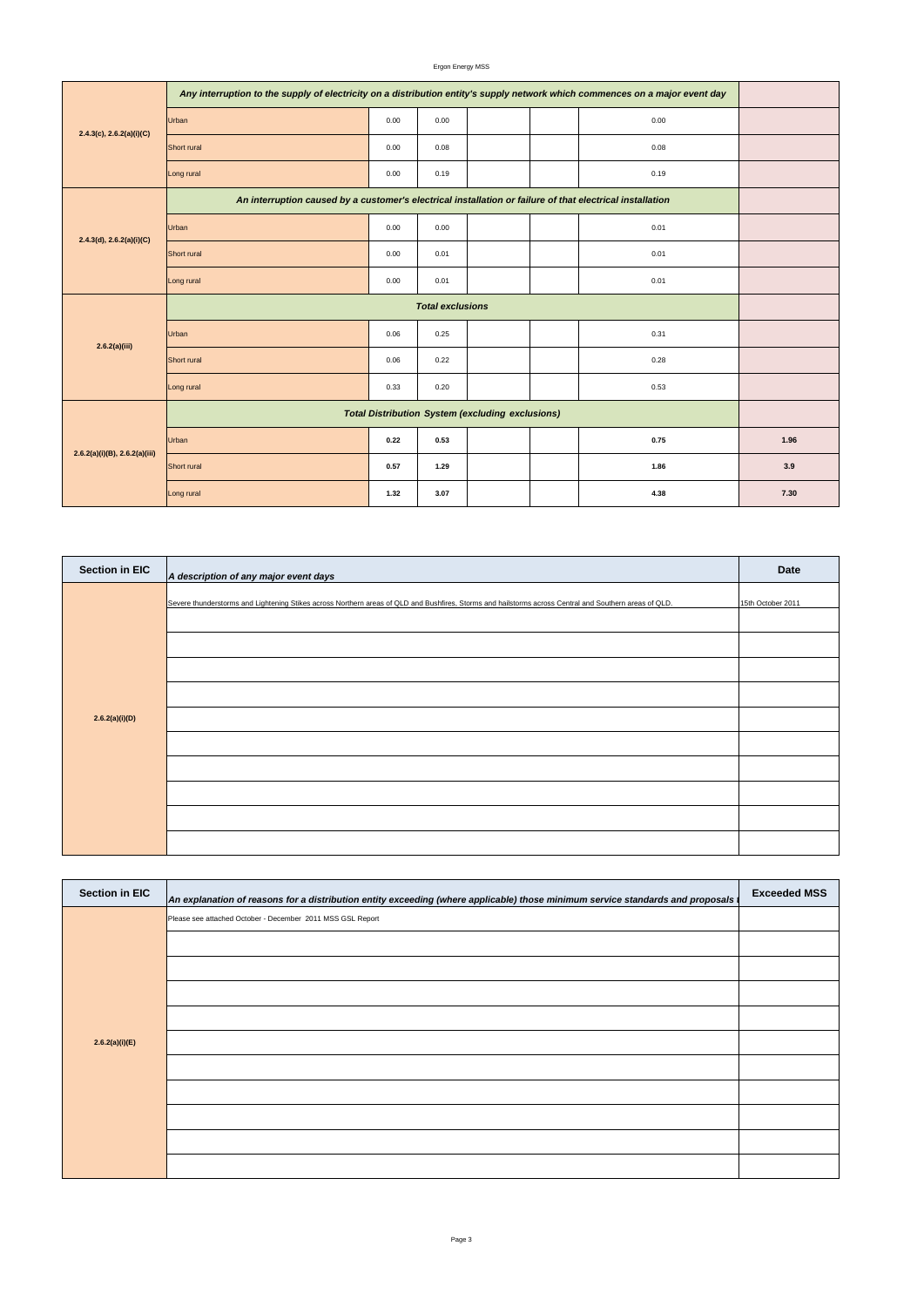| | | | | | | | |
|---|---|---|---|---|---|---|---|
| 2.4.3(c), 2.6.2(a)(i)(C) | ***Any interruption to the supply of electricity on a distribution entity's supply network which commences on a major event day*** | | | | | | |
| | Urban | 0.00 | 0.00 | | | 0.00 | |
| | Short rural | 0.00 | 0.08 | | | 0.08 | |
| | Long rural | 0.00 | 0.19 | | | 0.19 | |
| 2.4.3(d), 2.6.2(a)(i)(C) | ***An interruption caused by a customer's electrical installation or failure of that electrical installation*** | | | | | | |
| | Urban | 0.00 | 0.00 | | | 0.01 | |
| | Short rural | 0.00 | 0.01 | | | 0.01 | |
| | Long rural | 0.00 | 0.01 | | | 0.01 | |
| 2.6.2(a)(iii) | ***Total exclusions*** | | | | | | |
| | Urban | 0.06 | 0.25 | | | 0.31 | |
| | Short rural | 0.06 | 0.22 | | | 0.28 | |
| | Long rural | 0.33 | 0.20 | | | 0.53 | |
| 2.6.2(a)(i)(B), 2.6.2(a)(iii) | ***Total Distribution System (excluding exclusions)*** | | | | | | |
| | Urban | **0.22** | **0.53** | | | **0.75** | **1.96** |
| | Short rural | **0.57** | **1.29** | | | **1.86** | **3.9** |
| | Long rural | **1.32** | **3.07** | | | **4.38** | **7.30** |

| Section in EIC | *A description of any major event days* | Date |
|---|---|---|
| 2.6.2(a)(i)(D) | Severe thunderstorms and Lightening Stikes across Northern areas of QLD and Bushfires, Storms and hailstorms across Central and Southern areas of QLD. | 15th October 2011 |

| Section in EIC | *An explanation of reasons for a distribution entity exceeding (where applicable) those minimum service standards and proposals t* | Exceeded MSS |
|---|---|---|
| 2.6.2(a)(i)(E) | Please see attached October - December 2011 MSS GSL Report | |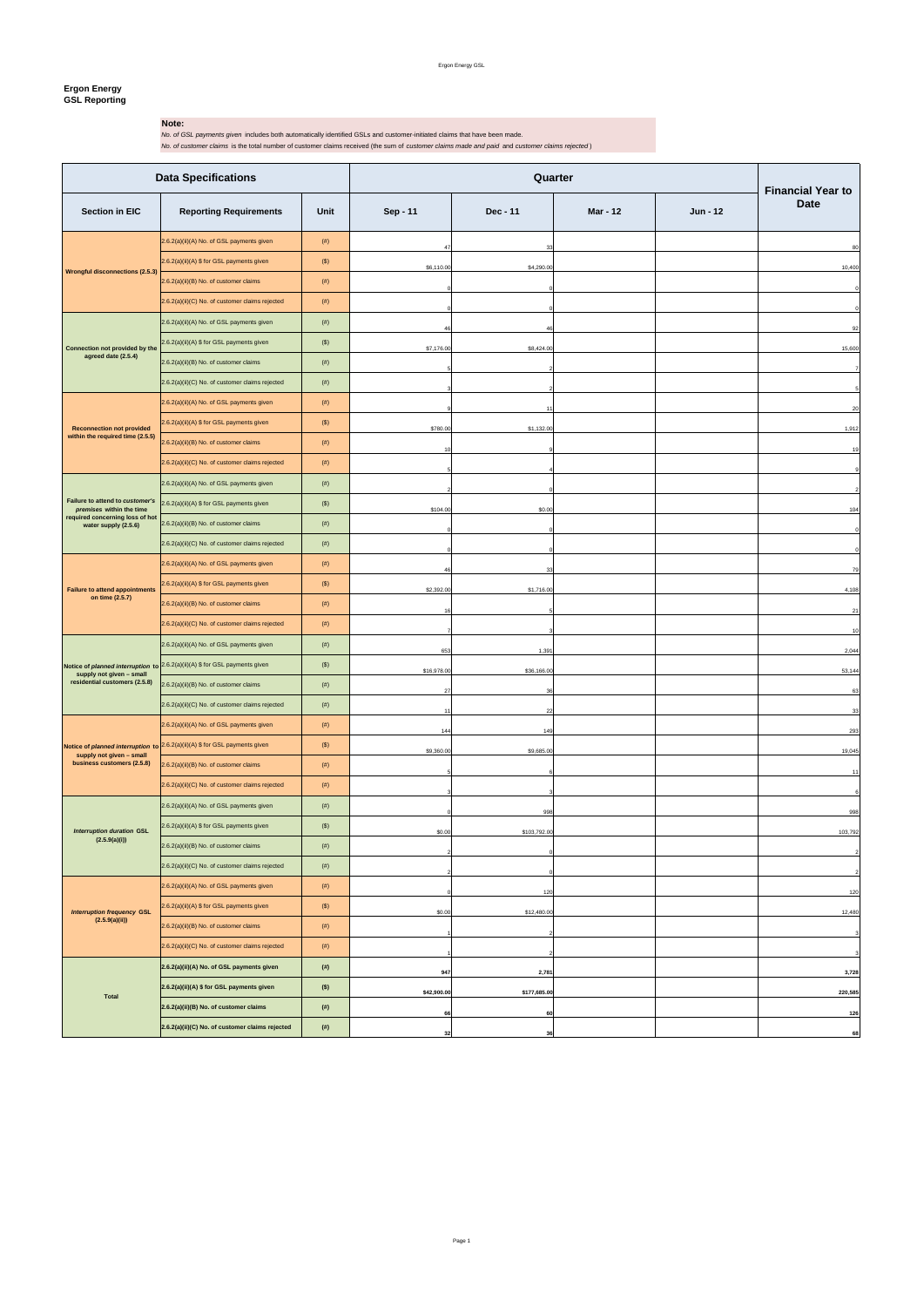**Ergon Energy**
**GSL Reporting**

**Note:**
*No. of GSL payments given* includes both automatically identified GSLs and customer-initiated claims that have been made.
*No. of customer claims* is the total number of customer claims received (the sum of *customer claims made and paid* and *customer claims rejected*)

| Data Specifications | | | Quarter | | | | Financial Year to Date |
|---|---|---|---|---|---|---|---|
| Section in EIC | Reporting Requirements | Unit | Sep - 11 | Dec - 11 | Mar - 12 | Jun - 12 | |
| Wrongful disconnections (2.5.3) | 2.6.2(a)(ii)(A) No. of GSL payments given | (#) | 47 | 33 | | | 80 |
| | 2.6.2(a)(ii)(A) $ for GSL payments given | ($) | $6,110.00 | $4,290.00 | | | 10,400 |
| | 2.6.2(a)(ii)(B) No. of customer claims | (#) | 0 | 0 | | | 0 |
| | 2.6.2(a)(ii)(C) No. of customer claims rejected | (#) | 0 | 0 | | | 0 |
| Connection not provided by the agreed date (2.5.4) | 2.6.2(a)(ii)(A) No. of GSL payments given | (#) | 46 | 46 | | | 92 |
| | 2.6.2(a)(ii)(A) $ for GSL payments given | ($) | $7,176.00 | $8,424.00 | | | 15,600 |
| | 2.6.2(a)(ii)(B) No. of customer claims | (#) | 5 | 2 | | | 7 |
| | 2.6.2(a)(ii)(C) No. of customer claims rejected | (#) | 3 | 2 | | | 5 |
| Reconnection not provided within the required time (2.5.5) | 2.6.2(a)(ii)(A) No. of GSL payments given | (#) | 9 | 11 | | | 20 |
| | 2.6.2(a)(ii)(A) $ for GSL payments given | ($) | $780.00 | $1,132.00 | | | 1,912 |
| | 2.6.2(a)(ii)(B) No. of customer claims | (#) | 10 | 9 | | | 19 |
| | 2.6.2(a)(ii)(C) No. of customer claims rejected | (#) | 5 | 4 | | | 9 |
| Failure to attend to *customer's premises* within the time required concerning loss of hot water supply (2.5.6) | 2.6.2(a)(ii)(A) No. of GSL payments given | (#) | 2 | 0 | | | 2 |
| | 2.6.2(a)(ii)(A) $ for GSL payments given | ($) | $104.00 | $0.00 | | | 104 |
| | 2.6.2(a)(ii)(B) No. of customer claims | (#) | 0 | 0 | | | 0 |
| | 2.6.2(a)(ii)(C) No. of customer claims rejected | (#) | 0 | 0 | | | 0 |
| Failure to attend appointments on time (2.5.7) | 2.6.2(a)(ii)(A) No. of GSL payments given | (#) | 46 | 33 | | | 79 |
| | 2.6.2(a)(ii)(A) $ for GSL payments given | ($) | $2,392.00 | $1,716.00 | | | 4,108 |
| | 2.6.2(a)(ii)(B) No. of customer claims | (#) | 16 | 5 | | | 21 |
| | 2.6.2(a)(ii)(C) No. of customer claims rejected | (#) | 7 | 3 | | | 10 |
| Notice of *planned interruption* to supply not given – small residential customers (2.5.8) | 2.6.2(a)(ii)(A) No. of GSL payments given | (#) | 653 | 1,391 | | | 2,044 |
| | 2.6.2(a)(ii)(A) $ for GSL payments given | ($) | $16,978.00 | $36,166.00 | | | 53,144 |
| | 2.6.2(a)(ii)(B) No. of customer claims | (#) | 27 | 36 | | | 63 |
| | 2.6.2(a)(ii)(C) No. of customer claims rejected | (#) | 11 | 22 | | | 33 |
| Notice of *planned interruption* to supply not given – small business customers (2.5.8) | 2.6.2(a)(ii)(A) No. of GSL payments given | (#) | 144 | 149 | | | 293 |
| | 2.6.2(a)(ii)(A) $ for GSL payments given | ($) | $9,360.00 | $9,685.00 | | | 19,045 |
| | 2.6.2(a)(ii)(B) No. of customer claims | (#) | 5 | 6 | | | 11 |
| | 2.6.2(a)(ii)(C) No. of customer claims rejected | (#) | 3 | 3 | | | 6 |
| *Interruption duration* GSL (2.5.9(a)(i)) | 2.6.2(a)(ii)(A) No. of GSL payments given | (#) | 0 | 998 | | | 998 |
| | 2.6.2(a)(ii)(A) $ for GSL payments given | ($) | $0.00 | $103,792.00 | | | 103,792 |
| | 2.6.2(a)(ii)(B) No. of customer claims | (#) | 2 | 0 | | | 2 |
| | 2.6.2(a)(ii)(C) No. of customer claims rejected | (#) | 2 | 0 | | | 2 |
| *Interruption frequency* GSL (2.5.9(a)(ii)) | 2.6.2(a)(ii)(A) No. of GSL payments given | (#) | 0 | 120 | | | 120 |
| | 2.6.2(a)(ii)(A) $ for GSL payments given | ($) | $0.00 | $12,480.00 | | | 12,480 |
| | 2.6.2(a)(ii)(B) No. of customer claims | (#) | 1 | 2 | | | 3 |
| | 2.6.2(a)(ii)(C) No. of customer claims rejected | (#) | 1 | 2 | | | 3 |
| **Total** | **2.6.2(a)(ii)(A) No. of GSL payments given** | **(#)** | **947** | **2,781** | | | **3,728** |
| | **2.6.2(a)(ii)(A) $ for GSL payments given** | **($)** | **$42,900.00** | **$177,685.00** | | | **220,585** |
| | **2.6.2(a)(ii)(B) No. of customer claims** | **(#)** | **66** | **60** | | | **126** |
| | **2.6.2(a)(ii)(C) No. of customer claims rejected** | **(#)** | **32** | **36** | | | **68** |